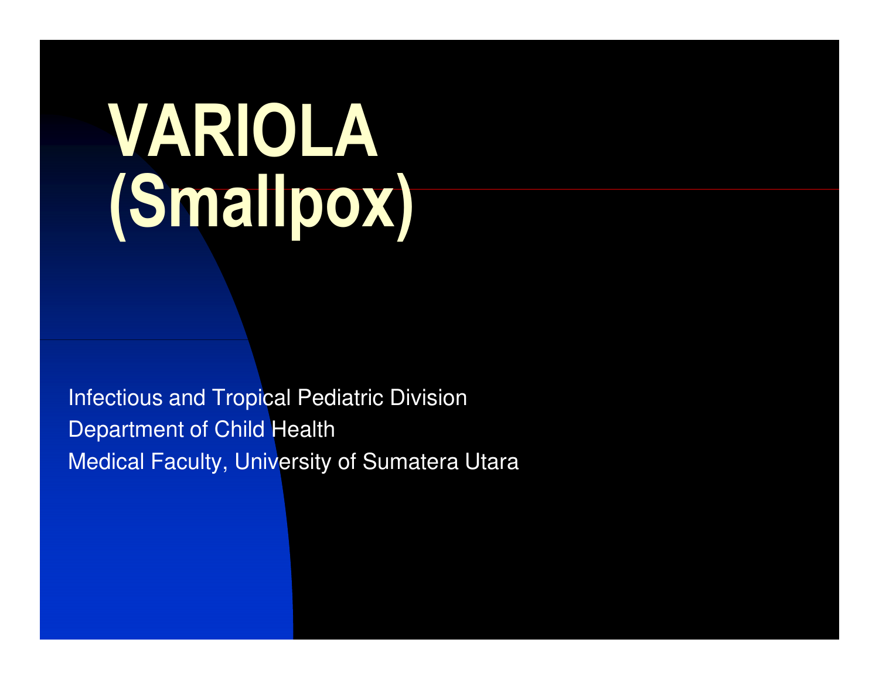# VARIOLA (Smallpox)

Infectious and Tropical Pediatric Division
Department of Child Health
Medical Faculty, University of Sumatera Utara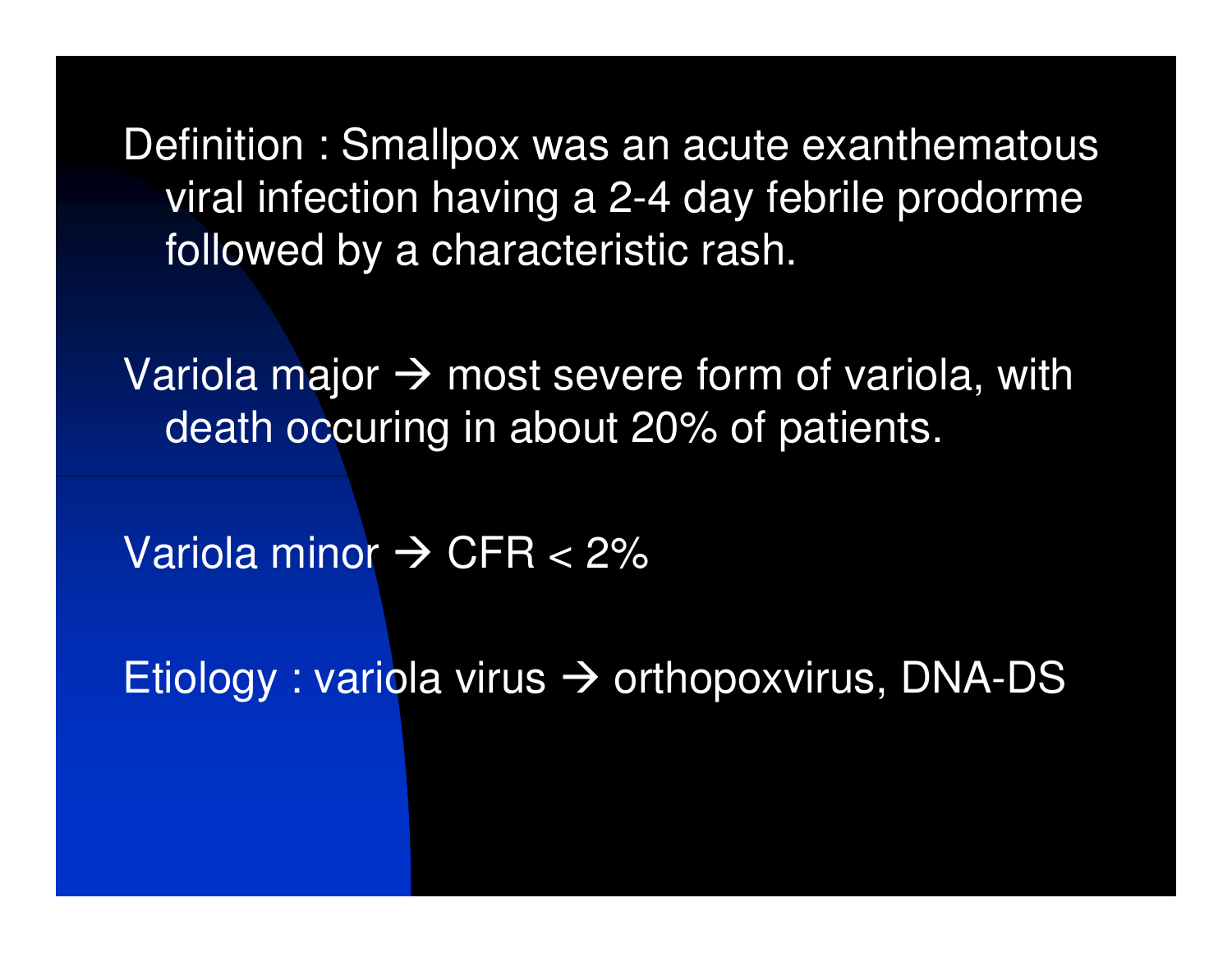Definition : Smallpox was an acute exanthematous viral infection having a 2-4 day febrile prodorme followed by a characteristic rash.

Variola major → most severe form of variola, with death occuring in about 20% of patients.

Variola minor → CFR < 2%

Etiology : variola virus → orthopoxvirus, DNA-DS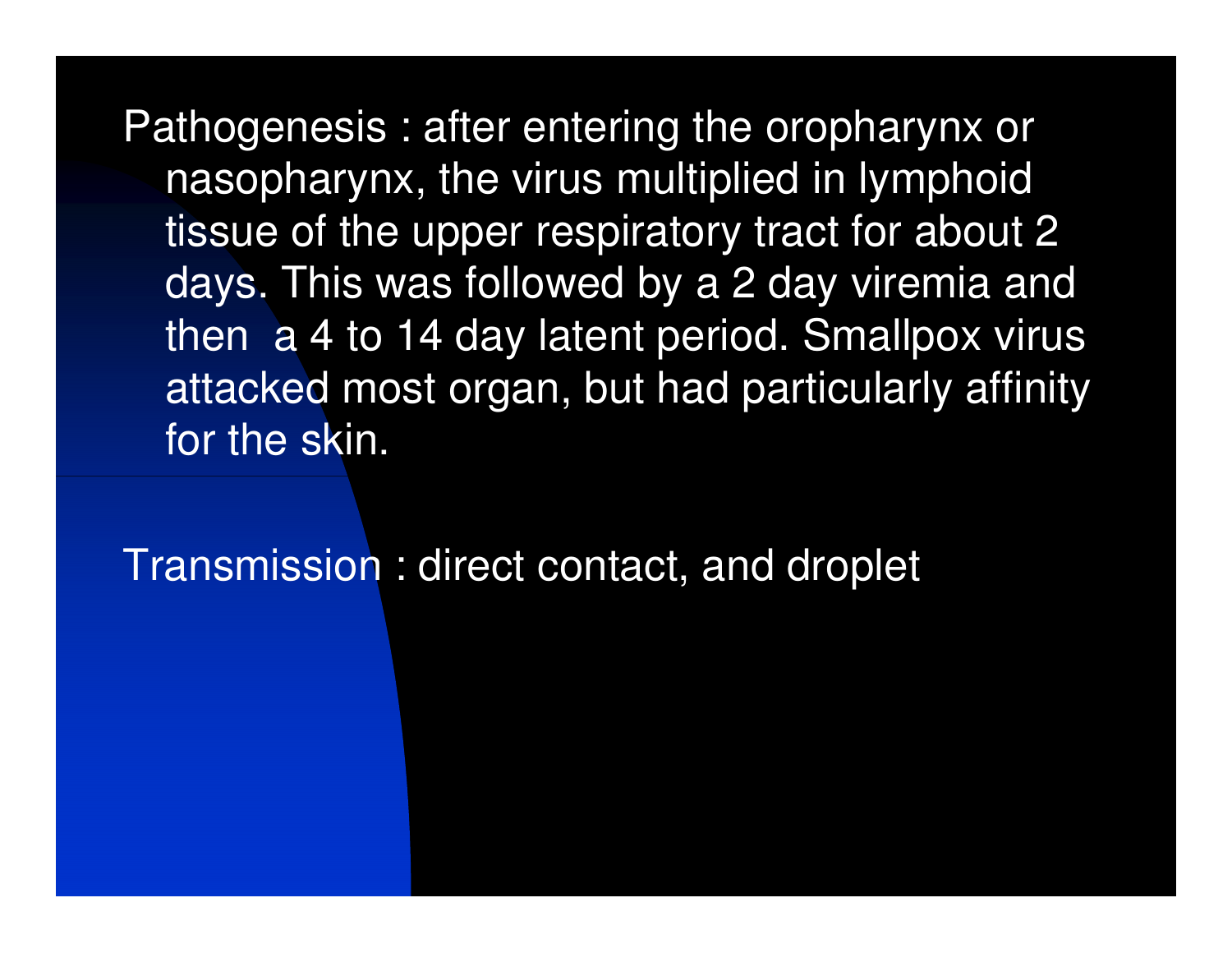Pathogenesis : after entering the oropharynx or nasopharynx, the virus multiplied in lymphoid tissue of the upper respiratory tract for about 2 days. This was followed by a 2 day viremia and then a 4 to 14 day latent period. Smallpox virus attacked most organ, but had particularly affinity for the skin.

Transmission : direct contact, and droplet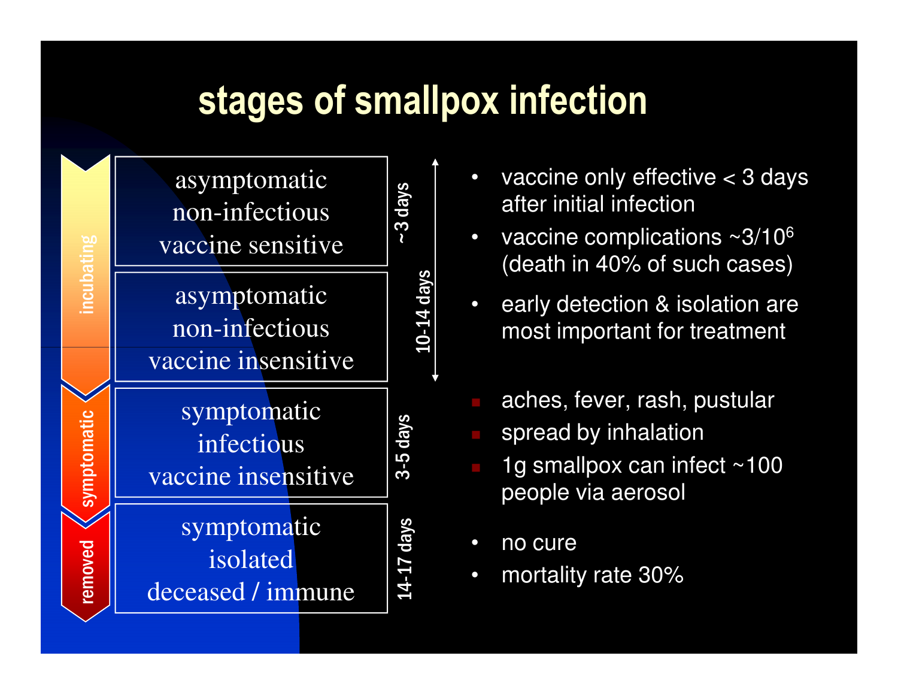# stages of smallpox infection

| Stage | Description | Duration |
| --- | --- | --- |
| incubating | asymptomatic<br>non-infectious<br>vaccine sensitive | ~3 days (10-14 days total incubation) |
| incubating | asymptomatic<br>non-infectious<br>vaccine insensitive | |
| symptomatic | symptomatic<br>infectious<br>vaccine insensitive | 3-5 days |
| removed | symptomatic<br>isolated<br>deceased / immune | 14-17 days |

- vaccine only effective < 3 days after initial infection
- vaccine complications ~$3/10^6$ (death in 40% of such cases)
- early detection & isolation are most important for treatment

- aches, fever, rash, pustular
- spread by inhalation
- 1g smallpox can infect ~100 people via aerosol

- no cure
- mortality rate 30%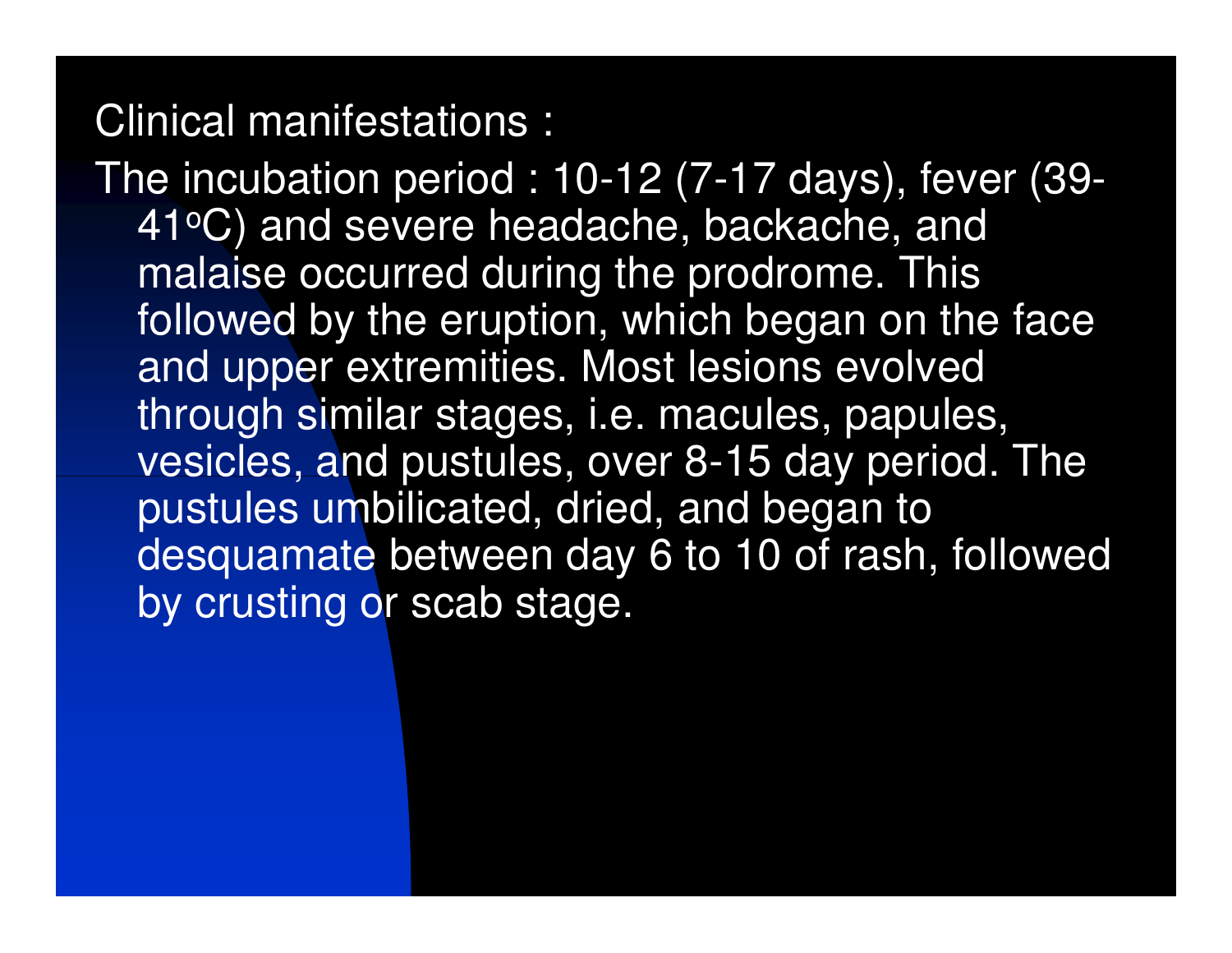Clinical manifestations :

The incubation period : 10-12 (7-17 days), fever (39-41$^{o}$C) and severe headache, backache, and malaise occurred during the prodrome. This followed by the eruption, which began on the face and upper extremities. Most lesions evolved through similar stages, i.e. macules, papules, vesicles, and pustules, over 8-15 day period. The pustules umbilicated, dried, and began to desquamate between day 6 to 10 of rash, followed by crusting or scab stage.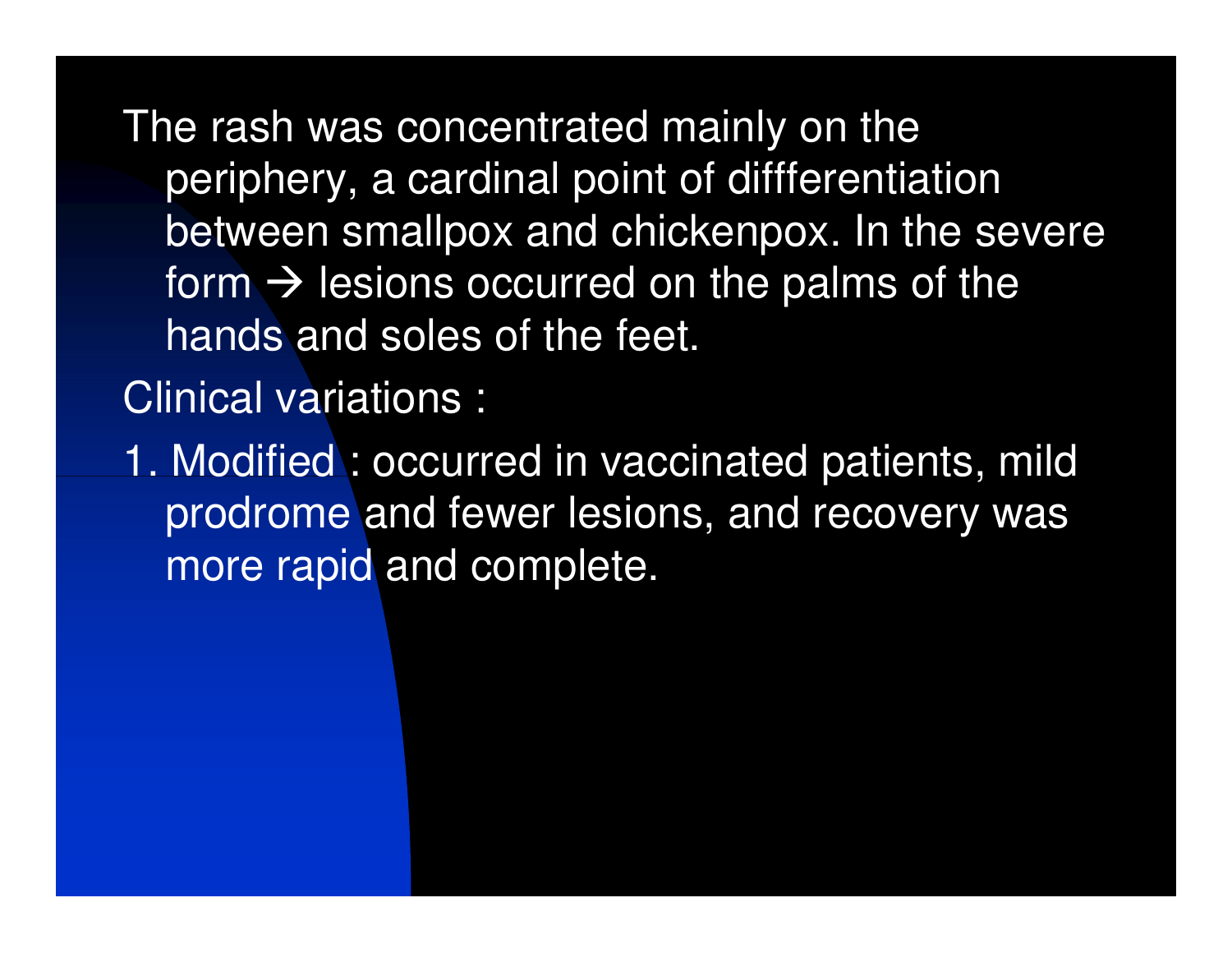The rash was concentrated mainly on the periphery, a cardinal point of diffferentiation between smallpox and chickenpox. In the severe form → lesions occurred on the palms of the hands and soles of the feet.

Clinical variations :

1. Modified : occurred in vaccinated patients, mild prodrome and fewer lesions, and recovery was more rapid and complete.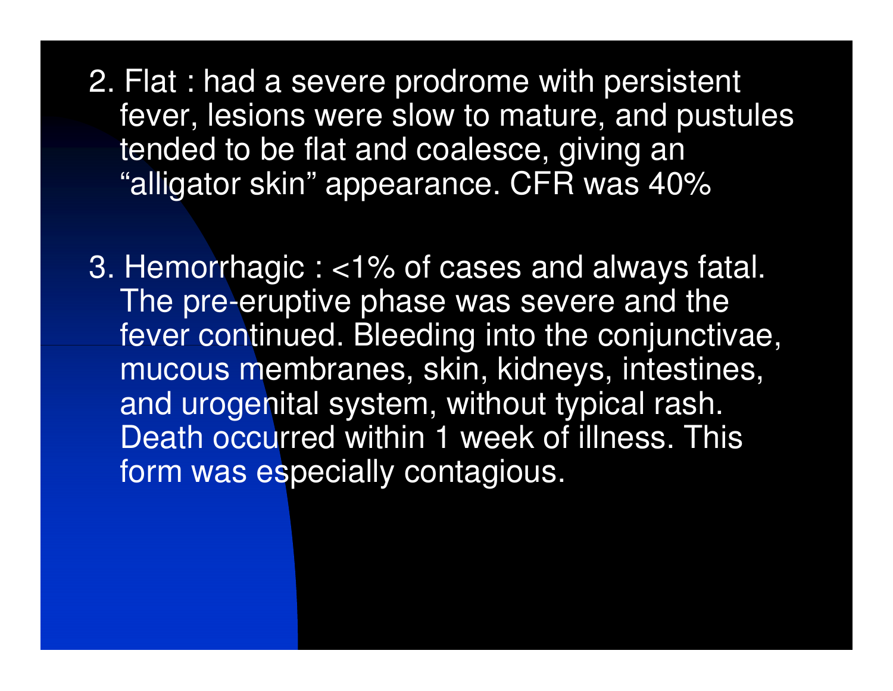2. Flat : had a severe prodrome with persistent fever, lesions were slow to mature, and pustules tended to be flat and coalesce, giving an “alligator skin” appearance. CFR was 40%

3. Hemorrhagic : <1% of cases and always fatal. The pre-eruptive phase was severe and the fever continued. Bleeding into the conjunctivae, mucous membranes, skin, kidneys, intestines, and urogenital system, without typical rash. Death occurred within 1 week of illness. This form was especially contagious.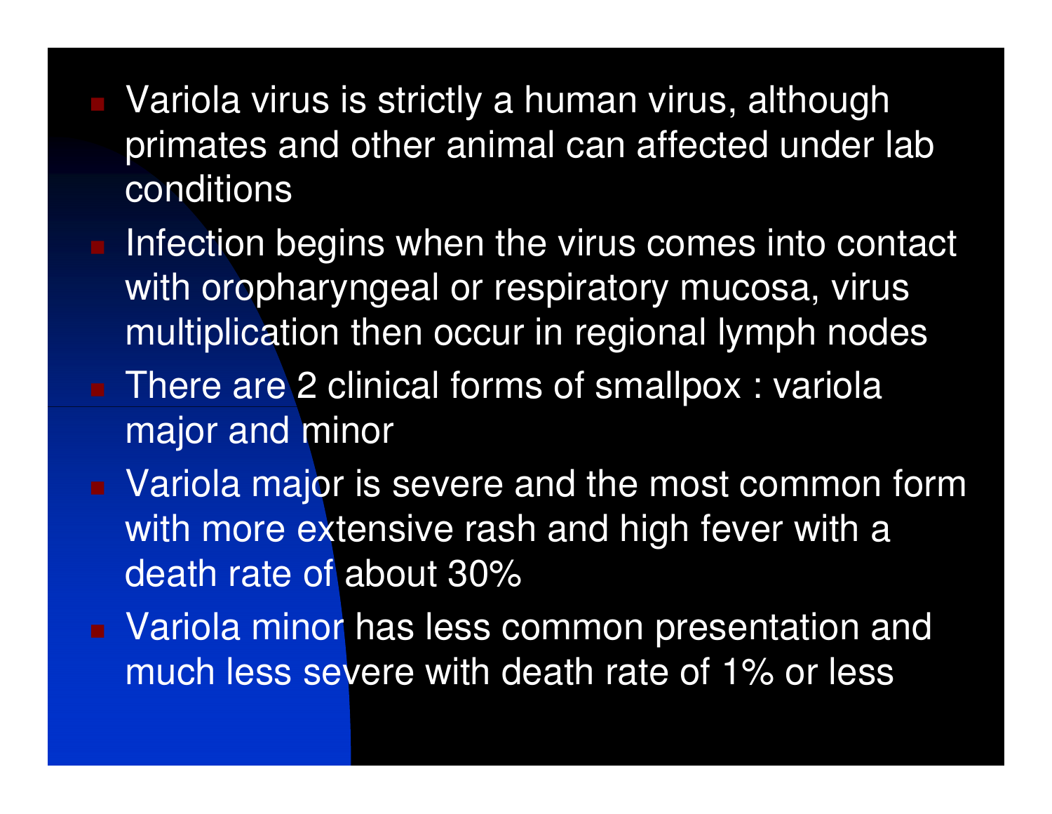- Variola virus is strictly a human virus, although primates and other animal can affected under lab conditions
- Infection begins when the virus comes into contact with oropharyngeal or respiratory mucosa, virus multiplication then occur in regional lymph nodes
- There are 2 clinical forms of smallpox : variola major and minor
- Variola major is severe and the most common form with more extensive rash and high fever with a death rate of about 30%
- Variola minor has less common presentation and much less severe with death rate of 1% or less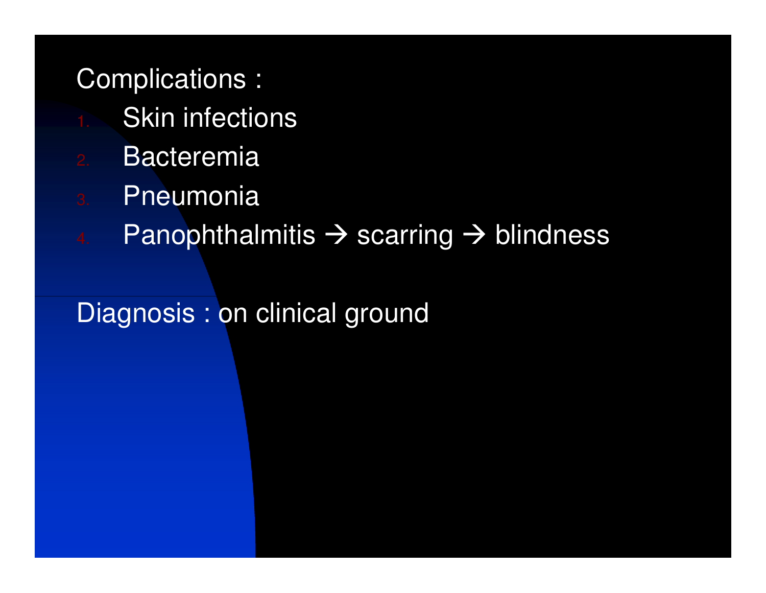Complications :

1. Skin infections
2. Bacteremia
3. Pneumonia
4. Panophthalmitis → scarring → blindness

Diagnosis : on clinical ground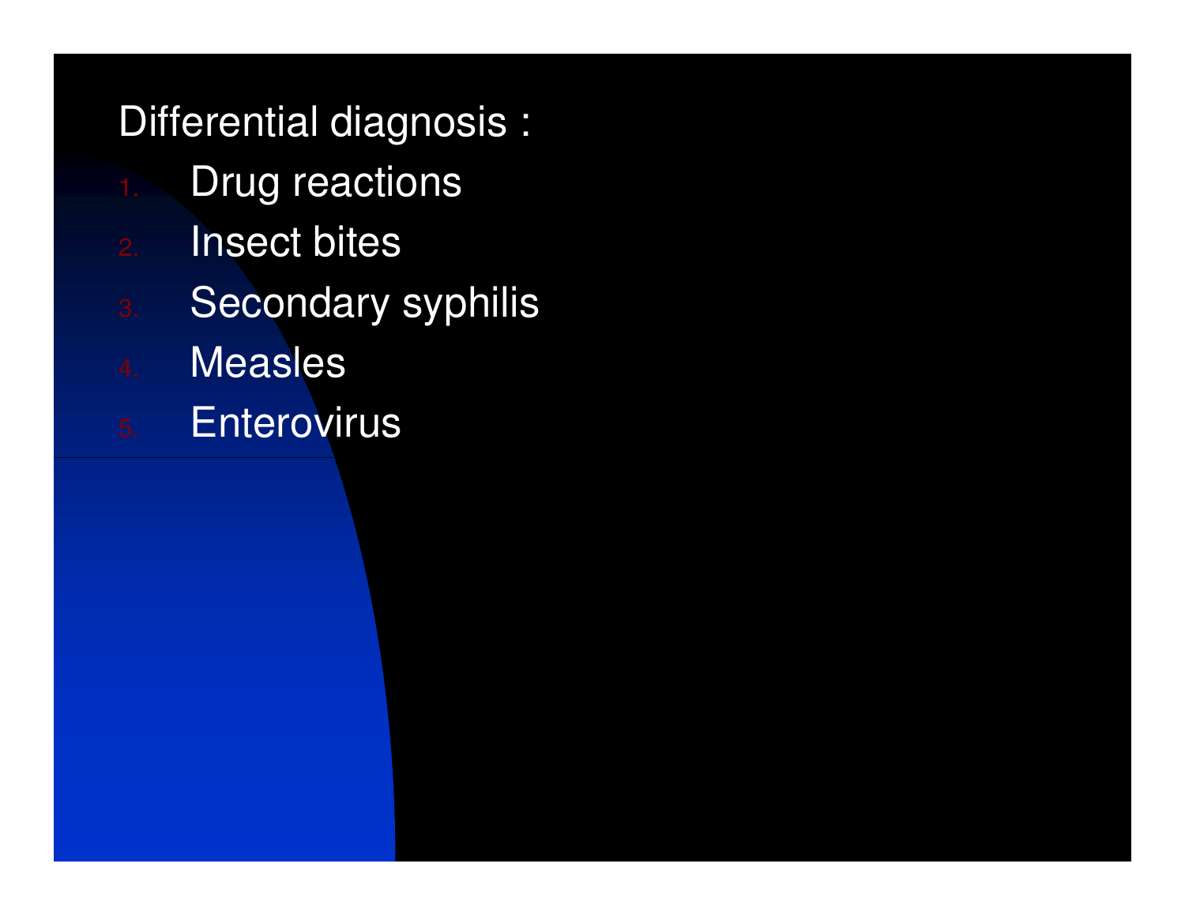Differential diagnosis :

1. Drug reactions
2. Insect bites
3. Secondary syphilis
4. Measles
5. Enterovirus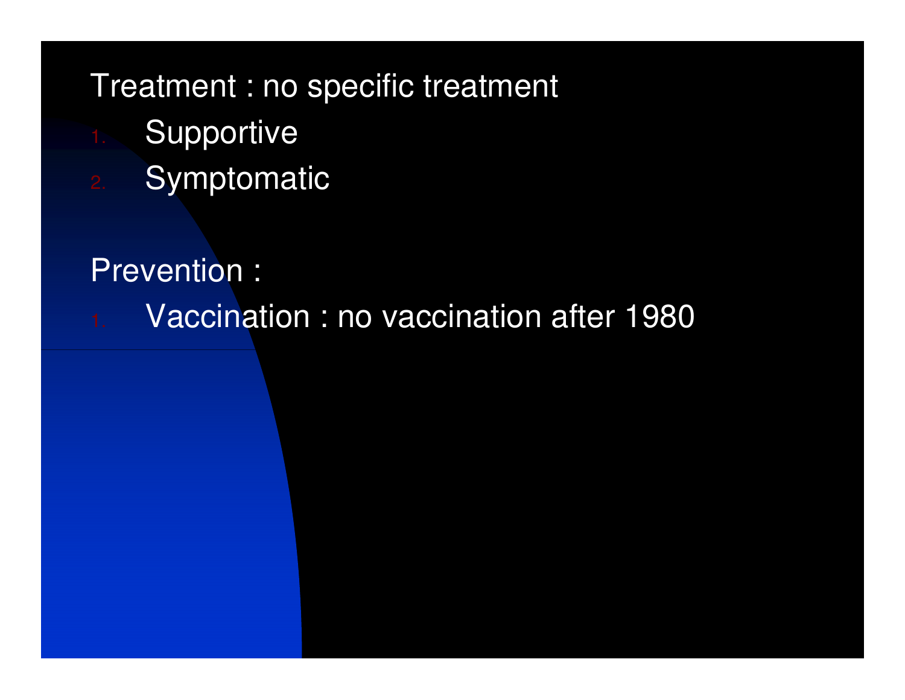Treatment : no specific treatment

1. Supportive
2. Symptomatic

Prevention :

1. Vaccination : no vaccination after 1980